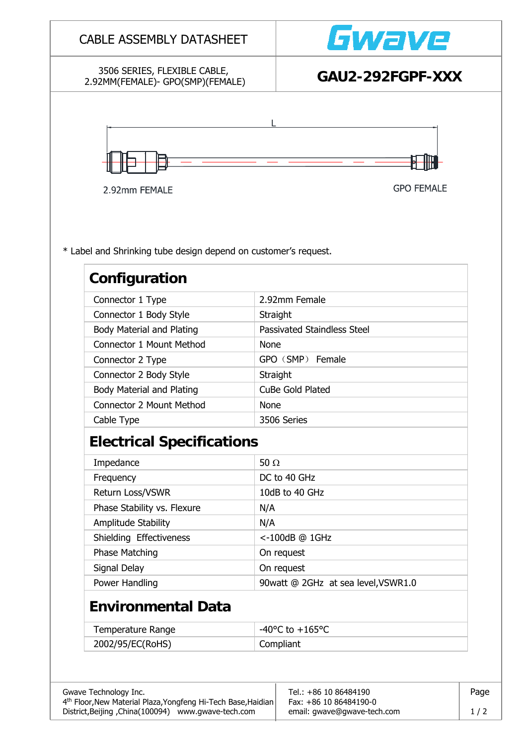CABLE ASSEMBLY DATASHEET

Gwave

3506 SERIES, FLEXIBLE CABLE,
2.92MM(FEMALE)- GPO(SMP)(FEMALE)

**GAU2-292FGPF-XXX**

L

2.92mm FEMALE

GPO FEMALE

* Label and Shrinking tube design depend on customer's request.

## Configuration

| | |
|---|---|
| Connector 1 Type | 2.92mm Female |
| Connector 1 Body Style | Straight |
| Body Material and Plating | Passivated Staindless Steel |
| Connector 1 Mount Method | None |
| Connector 2 Type | GPO（SMP） Female |
| Connector 2 Body Style | Straight |
| Body Material and Plating | CuBe Gold Plated |
| Connector 2 Mount Method | None |
| Cable Type | 3506 Series |

## Electrical Specifications

| | |
|---|---|
| Impedance | 50 Ω |
| Frequency | DC to 40 GHz |
| Return Loss/VSWR | 10dB to 40 GHz |
| Phase Stability vs. Flexure | N/A |
| Amplitude Stability | N/A |
| Shielding Effectiveness | <-100dB @ 1GHz |
| Phase Matching | On request |
| Signal Delay | On request |
| Power Handling | 90watt @ 2GHz at sea level,VSWR1.0 |

## Environmental Data

| | |
|---|---|
| Temperature Range | -40°C to +165°C |
| 2002/95/EC(RoHS) | Compliant |

Gwave Technology Inc.
4th Floor,New Material Plaza,Yongfeng Hi-Tech Base,Haidian District,Beijing ,China(100094) www.gwave-tech.com

Tel.: +86 10 86484190
Fax: +86 10 86484190-0
email: gwave@gwave-tech.com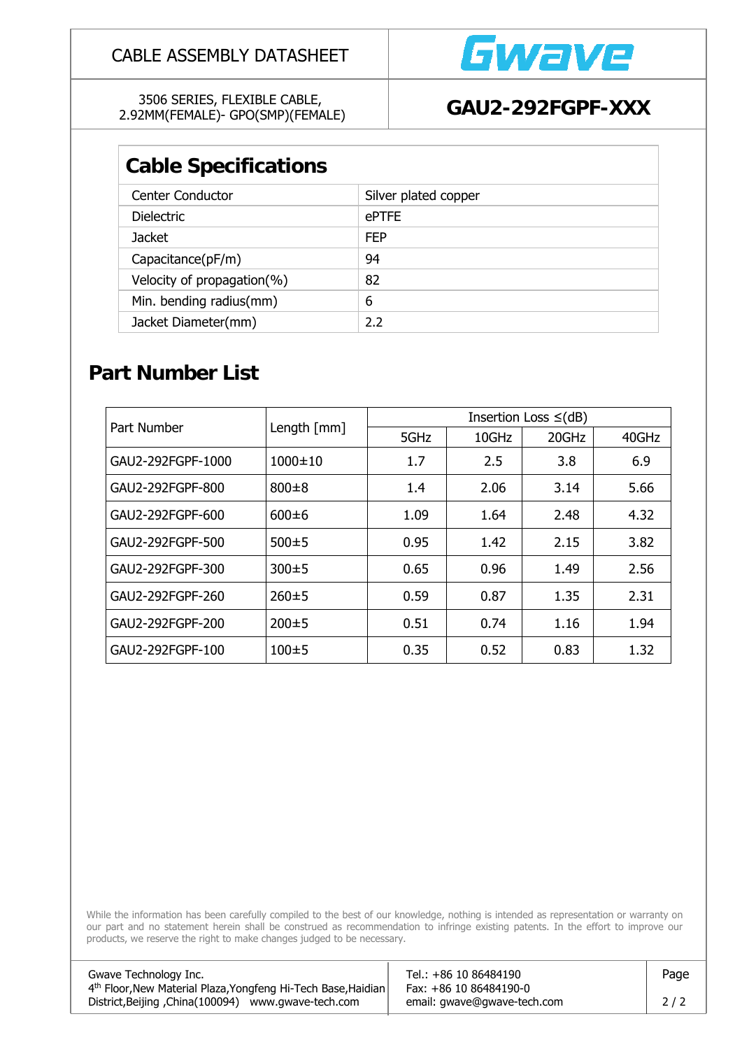CABLE ASSEMBLY DATASHEET

3506 SERIES, FLEXIBLE CABLE, 2.92MM(FEMALE)- GPO(SMP)(FEMALE)

**GAU2-292FGPF-XXX**

## Cable Specifications

| | |
|---|---|
| Center Conductor | Silver plated copper |
| Dielectric | ePTFE |
| Jacket | FEP |
| Capacitance(pF/m) | 94 |
| Velocity of propagation(%) | 82 |
| Min. bending radius(mm) | 6 |
| Jacket Diameter(mm) | 2.2 |

## Part Number List

| Part Number | Length [mm] | Insertion Loss ≤(dB) | | | |
|---|---|---|---|---|---|
| | | 5GHz | 10GHz | 20GHz | 40GHz |
| GAU2-292FGPF-1000 | 1000±10 | 1.7 | 2.5 | 3.8 | 6.9 |
| GAU2-292FGPF-800 | 800±8 | 1.4 | 2.06 | 3.14 | 5.66 |
| GAU2-292FGPF-600 | 600±6 | 1.09 | 1.64 | 2.48 | 4.32 |
| GAU2-292FGPF-500 | 500±5 | 0.95 | 1.42 | 2.15 | 3.82 |
| GAU2-292FGPF-300 | 300±5 | 0.65 | 0.96 | 1.49 | 2.56 |
| GAU2-292FGPF-260 | 260±5 | 0.59 | 0.87 | 1.35 | 2.31 |
| GAU2-292FGPF-200 | 200±5 | 0.51 | 0.74 | 1.16 | 1.94 |
| GAU2-292FGPF-100 | 100±5 | 0.35 | 0.52 | 0.83 | 1.32 |

While the information has been carefully compiled to the best of our knowledge, nothing is intended as representation or warranty on our part and no statement herein shall be construed as recommendation to infringe existing patents. In the effort to improve our products, we reserve the right to make changes judged to be necessary.

Gwave Technology Inc.
4th Floor,New Material Plaza,Yongfeng Hi-Tech Base,Haidian District,Beijing ,China(100094) www.gwave-tech.com

Tel.: +86 10 86484190
Fax: +86 10 86484190-0
email: gwave@gwave-tech.com